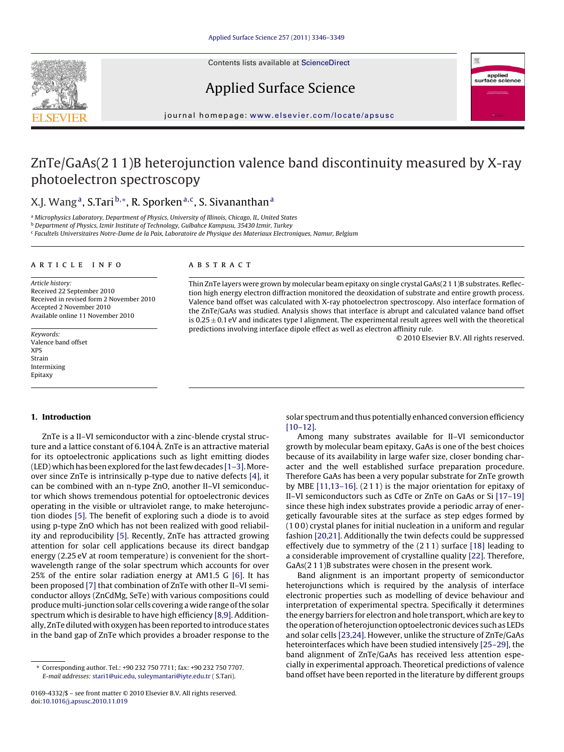# ZnTe/GaAs(2 1 1)B heterojunction valence band discontinuity measured by X-ray photoelectron spectroscopy

X.J. Wang [a], S.Tari [b,*], R. Sporken [a,c], S. Sivananthan [a]

[a] Microphysics Laboratory, Department of Physics, University of Illinois, Chicago, IL, United States
[b] Department of Physics, Izmir Institute of Technology, Gulbahce Kampusu, 35430 Izmir, Turkey
[c] Faculteïs Universitaires Notre-Dame de la Paix, Laboratoire de Physique des Materiaux Electroniques, Namur, Belgium

## ARTICLE INFO

*Article history:*
Received 22 September 2010
Received in revised form 2 November 2010
Accepted 2 November 2010
Available online 11 November 2010

*Keywords:*
Valence band offset
XPS
Strain
Intermixing
Epitaxy

## ABSTRACT

Thin ZnTe layers were grown by molecular beam epitaxy on single crystal GaAs(2 1 1)B substrates. Reflection high energy electron diffraction monitored the deoxidation of substrate and entire growth process. Valence band offset was calculated with X-ray photoelectron spectroscopy. Also interface formation of the ZnTe/GaAs was studied. Analysis shows that interface is abrupt and calculated valance band offset is $0.25 \pm 0.1$ eV and indicates type I alignment. The experimental result agrees well with the theoretical predictions involving interface dipole effect as well as electron affinity rule.

© 2010 Elsevier B.V. All rights reserved.

## 1. Introduction

ZnTe is a II–VI semiconductor with a zinc-blende crystal structure and a lattice constant of 6.104 Å. ZnTe is an attractive material for its optoelectronic applications such as light emitting diodes (LED) which has been explored for the last few decades [1–3]. Moreover since ZnTe is intrinsically p-type due to native defects [4], it can be combined with an n-type ZnO, another II–VI semiconductor which shows tremendous potential for optoelectronic devices operating in the visible or ultraviolet range, to make heterojunction diodes [5]. The benefit of exploring such a diode is to avoid using p-type ZnO which has not been realized with good reliability and reproducibility [5]. Recently, ZnTe has attracted growing attention for solar cell applications because its direct bandgap energy (2.25 eV at room temperature) is convenient for the short-wavelength range of the solar spectrum which accounts for over 25% of the entire solar radiation energy at AM1.5 G [6]. It has been proposed [7] that combination of ZnTe with other II–VI semiconductor alloys (ZnCdMg, SeTe) with various compositions could produce multi-junction solar cells covering a wide range of the solar spectrum which is desirable to have high efficiency [8,9]. Additionally, ZnTe diluted with oxygen has been reported to introduce states in the band gap of ZnTe which provides a broader response to the solar spectrum and thus potentially enhanced conversion efficiency [10–12].

Among many substrates available for II–VI semiconductor growth by molecular beam epitaxy, GaAs is one of the best choices because of its availability in large wafer size, closer bonding character and the well established surface preparation procedure. Therefore GaAs has been a very popular substrate for ZnTe growth by MBE [11,13–16]. (2 1 1) is the major orientation for epitaxy of II–VI semiconductors such as CdTe or ZnTe on GaAs or Si [17–19] since these high index substrates provide a periodic array of energetically favourable sites at the surface as step edges formed by (1 0 0) crystal planes for initial nucleation in a uniform and regular fashion [20,21]. Additionally the twin defects could be suppressed effectively due to symmetry of the (2 1 1) surface [18] leading to a considerable improvement of crystalline quality [22]. Therefore, GaAs(2 1 1)B substrates were chosen in the present work.

Band alignment is an important property of semiconductor heterojunctions which is required by the analysis of interface electronic properties such as modelling of device behaviour and interpretation of experimental spectra. Specifically it determines the energy barriers for electron and hole transport, which are key to the operation of heterojunction optoelectronic devices such as LEDs and solar cells [23,24]. However, unlike the structure of ZnTe/GaAs heterointerfaces which have been studied intensively [25–29], the band alignment of ZnTe/GaAs has received less attention especially in experimental approach. Theoretical predictions of valence band offset have been reported in the literature by different groups

\* Corresponding author. Tel.: +90 232 750 7711; fax: +90 232 750 7707.
*E-mail addresses:* stari1@uic.edu, suleymantari@iyte.edu.tr (S.Tari).

0169-4332/$ – see front matter © 2010 Elsevier B.V. All rights reserved.
doi:10.1016/j.apsusc.2010.11.019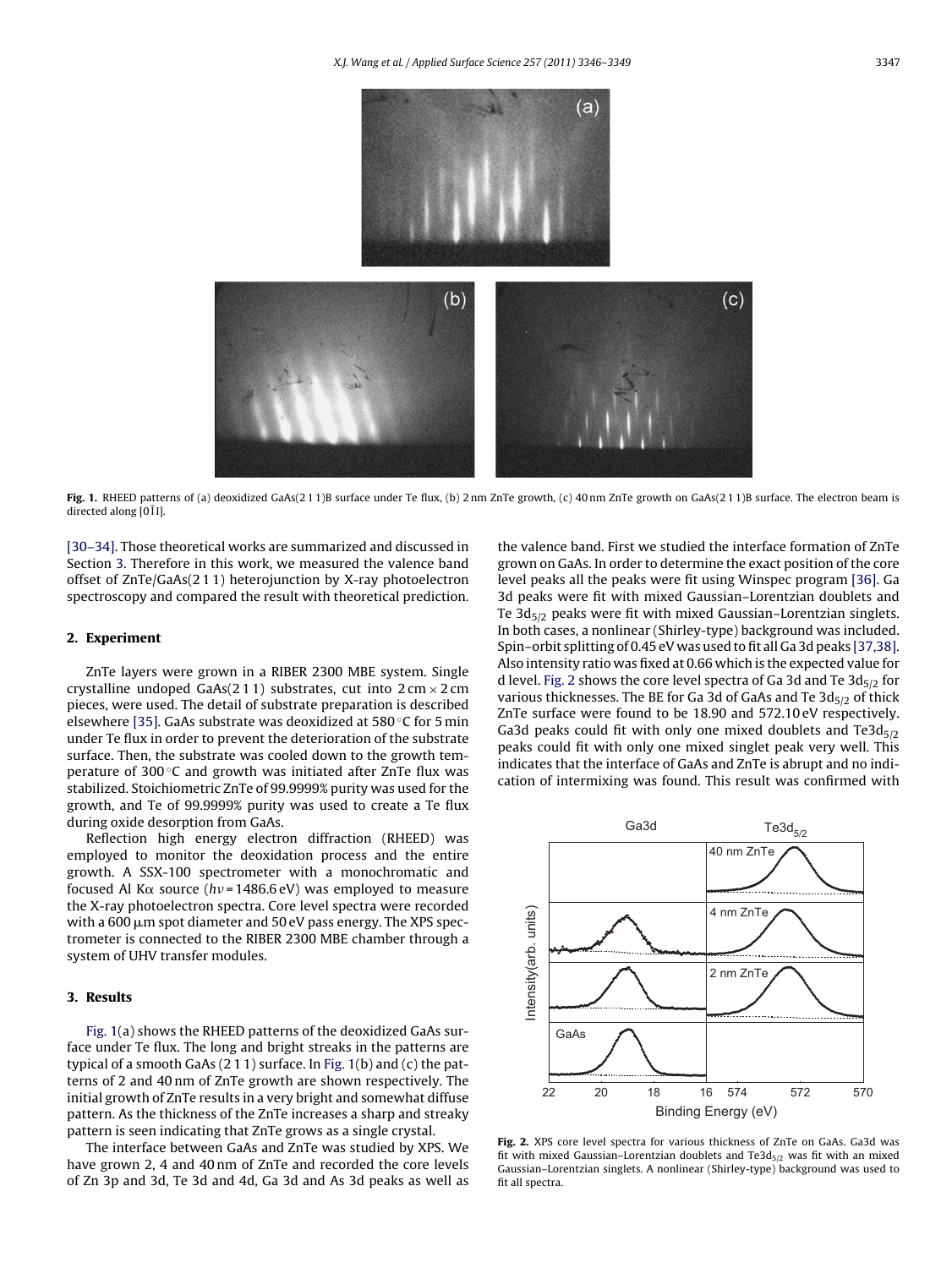Fig. 1. RHEED patterns of (a) deoxidized GaAs(2 1 1)B surface under Te flux, (b) 2 nm ZnTe growth, (c) 40 nm ZnTe growth on GaAs(2 1 1)B surface. The electron beam is directed along [0$\bar{1}$1].

[30–34]. Those theoretical works are summarized and discussed in Section 3. Therefore in this work, we measured the valence band offset of ZnTe/GaAs(2 1 1) heterojunction by X-ray photoelectron spectroscopy and compared the result with theoretical prediction.

## 2. Experiment

ZnTe layers were grown in a RIBER 2300 MBE system. Single crystalline undoped GaAs(2 1 1) substrates, cut into 2 cm × 2 cm pieces, were used. The detail of substrate preparation is described elsewhere [35]. GaAs substrate was deoxidized at 580 °C for 5 min under Te flux in order to prevent the deterioration of the substrate surface. Then, the substrate was cooled down to the growth temperature of 300 °C and growth was initiated after ZnTe flux was stabilized. Stoichiometric ZnTe of 99.9999% purity was used for the growth, and Te of 99.9999% purity was used to create a Te flux during oxide desorption from GaAs.

Reflection high energy electron diffraction (RHEED) was employed to monitor the deoxidation process and the entire growth. A SSX-100 spectrometer with a monochromatic and focused Al Kα source ($h\nu$ = 1486.6 eV) was employed to measure the X-ray photoelectron spectra. Core level spectra were recorded with a 600 μm spot diameter and 50 eV pass energy. The XPS spectrometer is connected to the RIBER 2300 MBE chamber through a system of UHV transfer modules.

## 3. Results

Fig. 1(a) shows the RHEED patterns of the deoxidized GaAs surface under Te flux. The long and bright streaks in the patterns are typical of a smooth GaAs (2 1 1) surface. In Fig. 1(b) and (c) the patterns of 2 and 40 nm of ZnTe growth are shown respectively. The initial growth of ZnTe results in a very bright and somewhat diffuse pattern. As the thickness of the ZnTe increases a sharp and streaky pattern is seen indicating that ZnTe grows as a single crystal.

The interface between GaAs and ZnTe was studied by XPS. We have grown 2, 4 and 40 nm of ZnTe and recorded the core levels of Zn 3p and 3d, Te 3d and 4d, Ga 3d and As 3d peaks as well as the valence band. First we studied the interface formation of ZnTe grown on GaAs. In order to determine the exact position of the core level peaks all the peaks were fit using Winspec program [36]. Ga 3d peaks were fit with mixed Gaussian–Lorentzian doublets and Te $3d_{5/2}$ peaks were fit with mixed Gaussian–Lorentzian singlets. In both cases, a nonlinear (Shirley-type) background was included. Spin–orbit splitting of 0.45 eV was used to fit all Ga 3d peaks [37,38]. Also intensity ratio was fixed at 0.66 which is the expected value for d level. Fig. 2 shows the core level spectra of Ga 3d and Te $3d_{5/2}$ for various thicknesses. The BE for Ga 3d of GaAs and Te $3d_{5/2}$ of thick ZnTe surface were found to be 18.90 and 572.10 eV respectively. Ga3d peaks could fit with only one mixed doublets and Te$3d_{5/2}$ peaks could fit with only one mixed singlet peak very well. This indicates that the interface of GaAs and ZnTe is abrupt and no indication of intermixing was found. This result was confirmed with

Fig. 2. XPS core level spectra for various thickness of ZnTe on GaAs. Ga3d was fit with mixed Gaussian–Lorentzian doublets and Te$3d_{5/2}$ was fit with an mixed Gaussian–Lorentzian singlets. A nonlinear (Shirley-type) background was used to fit all spectra.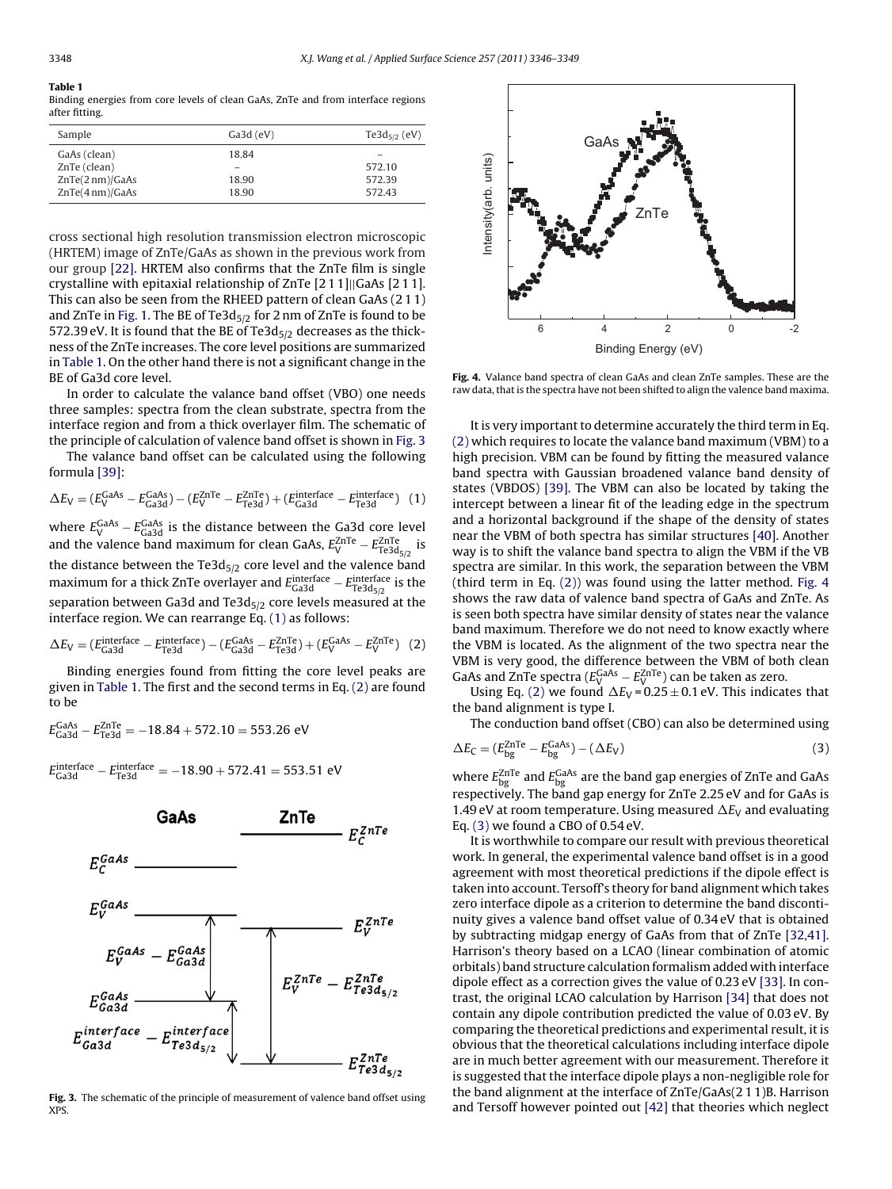**Table 1**
Binding energies from core levels of clean GaAs, ZnTe and from interface regions after fitting.

| Sample | Ga3d (eV) | $Te3d_{5/2}$ (eV) |
|---|---|---|
| GaAs (clean) | 18.84 | – |
| ZnTe (clean) | – | 572.10 |
| ZnTe(2 nm)/GaAs | 18.90 | 572.39 |
| ZnTe(4 nm)/GaAs | 18.90 | 572.43 |

cross sectional high resolution transmission electron microscopic (HRTEM) image of ZnTe/GaAs as shown in the previous work from our group [22]. HRTEM also confirms that the ZnTe film is single crystalline with epitaxial relationship of ZnTe [2 1 1]||GaAs [2 1 1]. This can also be seen from the RHEED pattern of clean GaAs (2 1 1) and ZnTe in Fig. 1. The BE of $Te3d_{5/2}$ for 2 nm of ZnTe is found to be 572.39 eV. It is found that the BE of $Te3d_{5/2}$ decreases as the thickness of the ZnTe increases. The core level positions are summarized in Table 1. On the other hand there is not a significant change in the BE of Ga3d core level.

In order to calculate the valance band offset (VBO) one needs three samples: spectra from the clean substrate, spectra from the interface region and from a thick overlayer film. The schematic of the principle of calculation of valence band offset is shown in Fig. 3

The valance band offset can be calculated using the following formula [39]:

$$\Delta E_V = (E_V^{GaAs} - E_{Ga3d}^{GaAs}) - (E_V^{ZnTe} - E_{Te3d}^{ZnTe}) + (E_{Ga3d}^{interface} - E_{Te3d}^{interface}) \quad (1)$$

where $E_V^{GaAs} - E_{Ga3d}^{GaAs}$ is the distance between the Ga3d core level and the valence band maximum for clean GaAs, $E_V^{ZnTe} - E_{Te3d_{5/2}}^{ZnTe}$ is the distance between the $Te3d_{5/2}$ core level and the valence band maximum for a thick ZnTe overlayer and $E_{Ga3d}^{interface} - E_{Te3d_{5/2}}^{interface}$ is the separation between Ga3d and $Te3d_{5/2}$ core levels measured at the interface region. We can rearrange Eq. (1) as follows:

$$\Delta E_V = (E_{Ga3d}^{interface} - E_{Te3d}^{interface}) - (E_{Ga3d}^{GaAs} - E_{Te3d}^{ZnTe}) + (E_V^{GaAs} - E_V^{ZnTe}) \quad (2)$$

Binding energies found from fitting the core level peaks are given in Table 1. The first and the second terms in Eq. (2) are found to be

$$E_{Ga3d}^{GaAs} - E_{Te3d}^{ZnTe} = -18.84 + 572.10 = 553.26 \text{ eV}$$

$$E_{Ga3d}^{interface} - E_{Te3d}^{interface} = -18.90 + 572.41 = 553.51 \text{ eV}$$

**Fig. 3.** The schematic of the principle of measurement of valence band offset using XPS.

**Fig. 4.** Valance band spectra of clean GaAs and clean ZnTe samples. These are the raw data, that is the spectra have not been shifted to align the valence band maxima.

It is very important to determine accurately the third term in Eq. (2) which requires to locate the valance band maximum (VBM) to a high precision. VBM can be found by fitting the measured valance band spectra with Gaussian broadened valance band density of states (VBDOS) [39]. The VBM can also be located by taking the intercept between a linear fit of the leading edge in the spectrum and a horizontal background if the shape of the density of states near the VBM of both spectra has similar structures [40]. Another way is to shift the valance band spectra to align the VBM if the VB spectra are similar. In this work, the separation between the VBM (third term in Eq. (2)) was found using the latter method. Fig. 4 shows the raw data of valence band spectra of GaAs and ZnTe. As is seen both spectra have similar density of states near the valance band maximum. Therefore we do not need to know exactly where the VBM is located. As the alignment of the two spectra near the VBM is very good, the difference between the VBM of both clean GaAs and ZnTe spectra ($E_V^{GaAs} - E_V^{ZnTe}$) can be taken as zero.

Using Eq. (2) we found $\Delta E_V = 0.25 \pm 0.1$ eV. This indicates that the band alignment is type I.

The conduction band offset (CBO) can also be determined using

$$\Delta E_C = (E_{bg}^{ZnTe} - E_{bg}^{GaAs}) - (\Delta E_V) \quad (3)$$

where $E_{bg}^{ZnTe}$ and $E_{bg}^{GaAs}$ are the band gap energies of ZnTe and GaAs respectively. The band gap energy for ZnTe 2.25 eV and for GaAs is 1.49 eV at room temperature. Using measured $\Delta E_V$ and evaluating Eq. (3) we found a CBO of 0.54 eV.

It is worthwhile to compare our result with previous theoretical work. In general, the experimental valence band offset is in a good agreement with most theoretical predictions if the dipole effect is taken into account. Tersoff's theory for band alignment which takes zero interface dipole as a criterion to determine the band discontinuity gives a valence band offset value of 0.34 eV that is obtained by subtracting midgap energy of GaAs from that of ZnTe [32,41]. Harrison's theory based on a LCAO (linear combination of atomic orbitals) band structure calculation formalism added with interface dipole effect as a correction gives the value of 0.23 eV [33]. In contrast, the original LCAO calculation by Harrison [34] that does not contain any dipole contribution predicted the value of 0.03 eV. By comparing the theoretical predictions and experimental result, it is obvious that the theoretical calculations including interface dipole are in much better agreement with our measurement. Therefore it is suggested that the interface dipole plays a non-negligible role for the band alignment at the interface of ZnTe/GaAs(2 1 1)B. Harrison and Tersoff however pointed out [42] that theories which neglect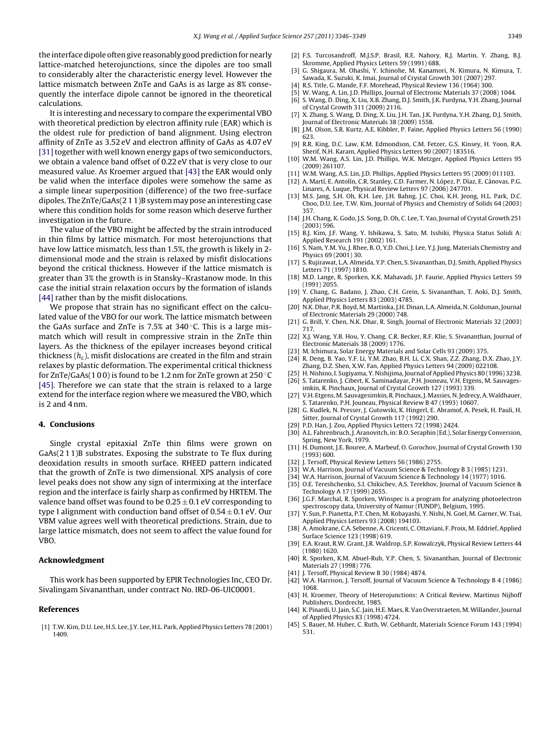the interface dipole often give reasonably good prediction for nearly lattice-matched heterojunctions, since the dipoles are too small to considerably alter the characteristic energy level. However the lattice mismatch between ZnTe and GaAs is as large as 8% consequently the interface dipole cannot be ignored in the theoretical calculations.

It is interesting and necessary to compare the experimental VBO with theoretical prediction by electron affinity rule (EAR) which is the oldest rule for prediction of band alignment. Using electron affinity of ZnTe as 3.52 eV and electron affinity of GaAs as 4.07 eV [31] together with well known energy gaps of two semiconductors, we obtain a valence band offset of 0.22 eV that is very close to our measured value. As Kroemer argued that [43] the EAR would only be valid when the interface dipoles were somehow the same as a simple linear superposition (difference) of the two free-surface dipoles. The ZnTe/GaAs(2 1 1)B system may pose an interesting case where this condition holds for some reason which deserve further investigation in the future.

The value of the VBO might be affected by the strain introduced in thin films by lattice mismatch. For most heterojunctions that have low lattice mismatch, less than 1.5%, the growth is likely in 2-dimensional mode and the strain is relaxed by misfit dislocations beyond the critical thickness. However if the lattice mismatch is greater than 3% the growth is in Stansky–Krastanow mode. In this case the initial strain relaxation occurs by the formation of islands [44] rather than by the misfit dislocations.

We propose that strain has no significant effect on the calculated value of the VBO for our work. The lattice mismatch between the GaAs surface and ZnTe is 7.5% at 340 °C. This is a large mismatch which will result in compressive strain in the ZnTe thin layers. As the thickness of the epilayer increases beyond critical thickness ($h_c$), misfit dislocations are created in the film and strain relaxes by plastic deformation. The experimental critical thickness for ZnTe/GaAs(1 0 0) is found to be 1.2 nm for ZnTe grown at 250 °C [45]. Therefore we can state that the strain is relaxed to a large extend for the interface region where we measured the VBO, which is 2 and 4 nm.

## 4. Conclusions

Single crystal epitaxial ZnTe thin films were grown on GaAs(2 1 1)B substrates. Exposing the substrate to Te flux during deoxidation results in smooth surface. RHEED pattern indicated that the growth of ZnTe is two dimensional. XPS analysis of core level peaks does not show any sign of intermixing at the interface region and the interface is fairly sharp as confirmed by HRTEM. The valence band offset was found to be $0.25 \pm 0.1$ eV corresponding to type I alignment with conduction band offset of $0.54 \pm 0.1$ eV. Our VBM value agrees well with theoretical predictions. Strain, due to large lattice mismatch, does not seem to affect the value found for VBO.

## Acknowledgment

This work has been supported by EPIR Technologies Inc, CEO Dr. Sivalingam Sivananthan, under contract No. IRD-06-UIC0001.

## References

[1] T.W. Kim, D.U. Lee, H.S. Lee, J.Y. Lee, H.L. Park, Applied Physics Letters 78 (2001) 1409.
[2] F.S. Turcosandroff, M.J.S.P. Brasil, R.E. Nahory, R.J. Martin, Y. Zhang, B.J. Skromme, Applied Physics Letters 59 (1991) 688.
[3] G. Shigaura, M. Ohashi, Y. Ichinohe, M. Kanamori, N. Kimura, N. Kimura, T. Sawada, K. Suzuki, K. Imai, Journal of Crystal Growth 301 (2007) 297.
[4] R.S. Title, G. Mande, F.F. Morehead, Physical Review 136 (1964) 300.
[5] W. Wang, A. Lin, J.D. Phillips, Journal of Electronic Materials 37 (2008) 1044.
[6] S. Wang, D. Ding, X. Liu, X.B. Zhang, D.J. Smith, J.K. Furdyna, Y.H. Zhang, Journal of Crystal Growth 311 (2009) 2116.
[7] X. Zhang, S. Wang, D. Ding, X. Liu, J.H. Tan, J.K. Furdyna, Y.H. Zhang, D.J. Smith, Journal of Electronic Materials 38 (2009) 1558.
[8] J.M. Olson, S.R. Kurtz, A.E. Kibbler, P. Faine, Applied Physics Letters 56 (1990) 623.
[9] R.R. King, D.C. Law, K.M. Edmondson, C.M. Fetzer, G.S. Kinsey, H. Yoon, R.A. Sherif, N.H. Karam, Applied Physics Letters 90 (2007) 183516.
[10] W.M. Wang, A.S. Lin, J.D. Phillips, W.K. Metzger, Applied Physics Letters 95 (2009) 261107.
[11] W.M. Wang, A.S. Lin, J.D. Phillips, Applied Physics Letters 95 (2009) 011103.
[12] A. Martí, E. Antolín, C.R. Stanley, C.D. Farmer, N. López, P. Díaz, E. Cánovas, P.G. Linares, A. Luque, Physical Review Letters 97 (2006) 247701.
[13] M.S. Jang, S.H. Oh, K.H. Lee, J.H. Bahng, J.C. Choi, K.H. Jeong, H.L. Park, D.C. Choo, D.U. Lee, T.W. Kim, Journal of Physics and Chemistry of Solids 64 (2003) 357.
[14] J.H. Chang, K. Godo, J.S. Song, D. Oh, C. Lee, T. Yao, Journal of Crystal Growth 251 (2003) 596.
[15] B.J. Kim, J.F. Wang, Y. Ishikawa, S. Sato, M. Isshiki, Physica Status Solidi A: Applied Research 191 (2002) 161.
[16] S. Nam, Y.M. Yu, J. Rhee, B. O, Y.D. Choi, J. Lee, Y.J. Jung, Materials Chemistry and Physics 69 (2001) 30.
[17] S. Rujirawat, L.A. Almeida, Y.P. Chen, S. Sivananthan, D.J. Smith, Applied Physics Letters 71 (1997) 1810.
[18] M.D. Lange, R. Sporken, K.K. Mahavadi, J.P. Faurie, Applied Physics Letters 59 (1991) 2055.
[19] Y. Chang, G. Badano, J. Zhao, C.H. Grein, S. Sivananthan, T. Aoki, D.J. Smith, Applied Physics Letters 83 (2003) 4785.
[20] N.K. Dhar, P.R. Boyd, M. Martinka, J.H. Dinan, L.A. Almeida, N. Goldsman, Journal of Electronic Materials 29 (2000) 748.
[21] G. Brill, Y. Chen, N.K. Dhar, R. Singh, Journal of Electronic Materials 32 (2003) 717.
[22] X.J. Wang, Y.B. Hou, Y. Chang, C.R. Becker, R.F. Klie, S. Sivananthan, Journal of Electronic Materials 38 (2009) 1776.
[23] M. Ichimura, Solar Energy Materials and Solar Cells 93 (2009) 375.
[24] R. Deng, B. Yao, Y.F. Li, Y.M. Zhao, B.H. Li, C.X. Shan, Z.Z. Zhang, D.X. Zhao, J.Y. Zhang, D.Z. Shen, X.W. Fan, Applied Physics Letters 94 (2009) 022108.
[25] H. Nishino, I. Sugiyama, Y. Nishijima, Journal of Applied Physics 80 (1996) 3238.
[26] S. Tatarenko, J. Cibert, K. Saminadayar, P.H. Jouneau, V.H. Etgens, M. Sauvagesimkin, R. Pinchaux, Journal of Crystal Growth 127 (1993) 339.
[27] V.H. Etgens, M. Sauvagesimkin, R. Pinchaux, J. Massies, N. Jedrecy, A. Waldhauer, S. Tatarenko, P.H. Jouneau, Physical Review B 47 (1993) 10607.
[28] G. Kudlek, N. Presser, J. Gutowski, K. Hingerl, E. Abramof, A. Pesek, H. Pauli, H. Sitter, Journal of Crystal Growth 117 (1992) 290.
[29] P.D. Han, J. Zou, Applied Physics Letters 72 (1998) 2424.
[30] A.L. Fahrenbruch, J. Aranovitch, in: B.O. Seraphin (Ed.), Solar Energy Conversion, Spring, New York, 1979.
[31] H. Dumont, J.E. Bouree, A. Marbeuf, O. Gorochov, Journal of Crystal Growth 130 (1993) 600.
[32] J. Tersoff, Physical Review Letters 56 (1986) 2755.
[33] W.A. Harrison, Journal of Vacuum Science & Technology B 3 (1985) 1231.
[34] W.A. Harrison, Journal of Vacuum Science & Technology 14 (1977) 1016.
[35] O.E. Tereshchenko, S.I. Chikichev, A.S. Terekhov, Journal of Vacuum Science & Technology A 17 (1999) 2655.
[36] J.G.F. Marchal, R. Sporken, Winspec is a program for analyzing photoelectron spectroscopy data, University of Namur (FUNDP), Belgium, 1995.
[37] Y. Sun, P. Pianetta, P.T. Chen, M. Kobayashi, Y. Nishi, N. Goel, M. Garner, W. Tsai, Applied Physics Letters 93 (2008) 194103.
[38] A. Amokrane, C.A. Sebenne, A. Cricenti, C. Ottaviani, F. Proix, M. Eddrief, Applied Surface Science 123 (1998) 619.
[39] E.A. Kraut, R.W. Grant, J.R. Waldrop, S.P. Kowalczyk, Physical Review Letters 44 (1980) 1620.
[40] R. Sporken, K.M. Abuel-Rub, Y.P. Chen, S. Sivananthan, Journal of Electronic Materials 27 (1998) 776.
[41] J. Tersoff, Physical Review B 30 (1984) 4874.
[42] W.A. Harrison, J. Tersoff, Journal of Vacuum Science & Technology B 4 (1986) 1068.
[43] H. Kroemer, Theory of Heterojunctions: A Critical Review, Martinus Nijhoff Publishers, Dordrecht, 1985.
[44] K. Pinardi, U. Jain, S.C. Jain, H.E. Maes, R. Van Overstraeten, M. Willander, Journal of Applied Physics 83 (1998) 4724.
[45] S. Bauer, M. Huber, C. Ruth, W. Gebhardt, Materials Science Forum 143 (1994) 531.